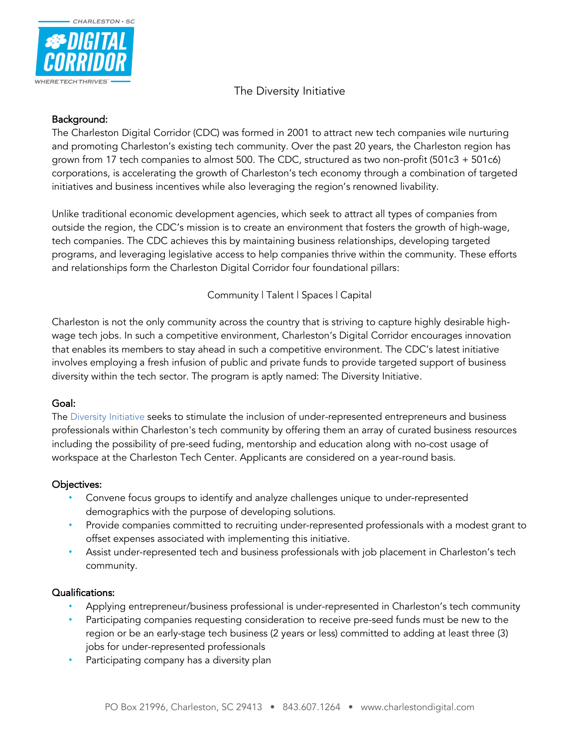# The Diversity Initiative

## Background:

The Charleston Digital Corridor (CDC) was formed in 2001 to attract new tech companies wile nurturing and promoting Charleston's existing tech community. Over the past 20 years, the Charleston region has grown from 17 tech companies to almost 500. The CDC, structured as two non-profit (501c3 + 501c6) corporations, is accelerating the growth of Charleston's tech economy through a combination of targeted initiatives and business incentives while also leveraging the region's renowned livability.

Unlike traditional economic development agencies, which seek to attract all types of companies from outside the region, the CDC's mission is to create an environment that fosters the growth of high-wage, tech companies. The CDC achieves this by maintaining business relationships, developing targeted programs, and leveraging legislative access to help companies thrive within the community. These efforts and relationships form the Charleston Digital Corridor four foundational pillars:

Community | Talent | Spaces | Capital

Charleston is not the only community across the country that is striving to capture highly desirable high-wage tech jobs. In such a competitive environment, Charleston's Digital Corridor encourages innovation that enables its members to stay ahead in such a competitive environment. The CDC's latest initiative involves employing a fresh infusion of public and private funds to provide targeted support of business diversity within the tech sector. The program is aptly named: The Diversity Initiative.

## Goal:

The Diversity Initiative seeks to stimulate the inclusion of under-represented entrepreneurs and business professionals within Charleston's tech community by offering them an array of curated business resources including the possibility of pre-seed fuding, mentorship and education along with no-cost usage of workspace at the Charleston Tech Center. Applicants are considered on a year-round basis.

## Objectives:

- Convene focus groups to identify and analyze challenges unique to under-represented demographics with the purpose of developing solutions.
- Provide companies committed to recruiting under-represented professionals with a modest grant to offset expenses associated with implementing this initiative.
- Assist under-represented tech and business professionals with job placement in Charleston's tech community.

## Qualifications:

- Applying entrepreneur/business professional is under-represented in Charleston's tech community
- Participating companies requesting consideration to receive pre-seed funds must be new to the region or be an early-stage tech business (2 years or less) committed to adding at least three (3) jobs for under-represented professionals
- Participating company has a diversity plan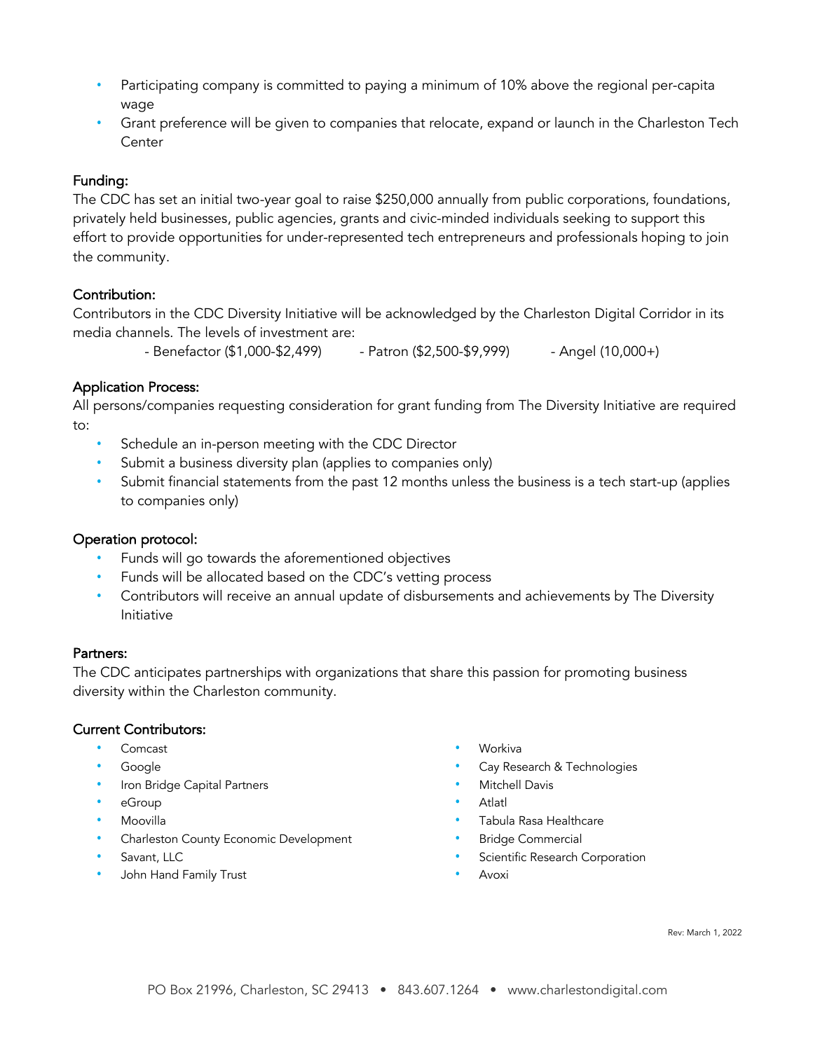- Participating company is committed to paying a minimum of 10% above the regional per-capita wage
- Grant preference will be given to companies that relocate, expand or launch in the Charleston Tech Center

## Funding:

The CDC has set an initial two-year goal to raise $250,000 annually from public corporations, foundations, privately held businesses, public agencies, grants and civic-minded individuals seeking to support this effort to provide opportunities for under-represented tech entrepreneurs and professionals hoping to join the community.

## Contribution:

Contributors in the CDC Diversity Initiative will be acknowledged by the Charleston Digital Corridor in its media channels. The levels of investment are:

- Benefactor ($1,000-$2,499)
- Patron ($2,500-$9,999)
- Angel (10,000+)

## Application Process:

All persons/companies requesting consideration for grant funding from The Diversity Initiative are required to:

- Schedule an in-person meeting with the CDC Director
- Submit a business diversity plan (applies to companies only)
- Submit financial statements from the past 12 months unless the business is a tech start-up (applies to companies only)

## Operation protocol:

- Funds will go towards the aforementioned objectives
- Funds will be allocated based on the CDC's vetting process
- Contributors will receive an annual update of disbursements and achievements by The Diversity Initiative

## Partners:

The CDC anticipates partnerships with organizations that share this passion for promoting business diversity within the Charleston community.

## Current Contributors:

- Comcast
- Google
- Iron Bridge Capital Partners
- eGroup
- Moovilla
- Charleston County Economic Development
- Savant, LLC
- John Hand Family Trust
- Workiva
- Cay Research & Technologies
- Mitchell Davis
- Atlatl
- Tabula Rasa Healthcare
- Bridge Commercial
- Scientific Research Corporation
- Avoxi

Rev: March 1, 2022

PO Box 21996, Charleston, SC 29413 • 843.607.1264 • www.charlestondigital.com